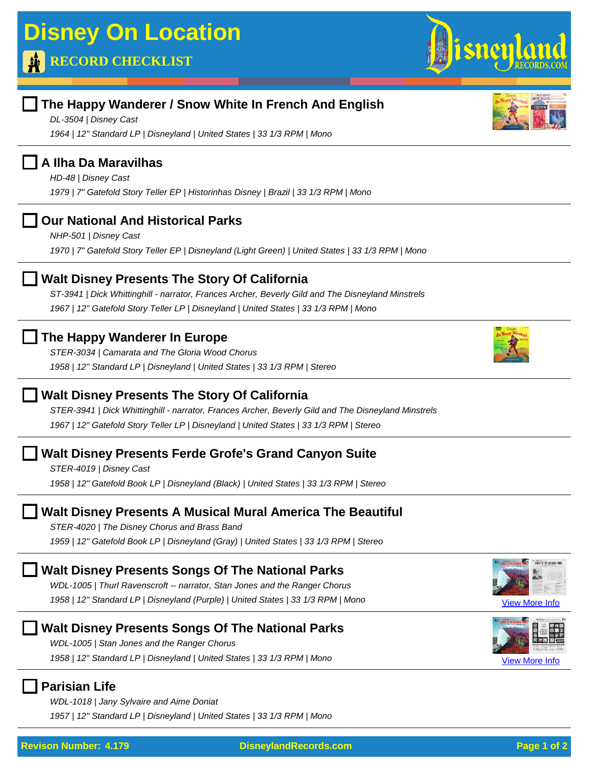# Disney On Location

## RECORD CHECKLIST

### ☐ The Happy Wanderer / Snow White In French And English

*DL-3504 | Disney Cast*

*1964 | 12" Standard LP | Disneyland | United States | 33 1/3 RPM | Mono*

---

### ☐ A Ilha Da Maravilhas

*HD-48 | Disney Cast*

*1979 | 7" Gatefold Story Teller EP | Historinhas Disney | Brazil | 33 1/3 RPM | Mono*

---

### ☐ Our National And Historical Parks

*NHP-501 | Disney Cast*

*1970 | 7" Gatefold Story Teller EP | Disneyland (Light Green) | United States | 33 1/3 RPM | Mono*

---

### ☐ Walt Disney Presents The Story Of California

*ST-3941 | Dick Whittinghill - narrator, Frances Archer, Beverly Gild and The Disneyland Minstrels*

*1967 | 12" Gatefold Story Teller LP | Disneyland | United States | 33 1/3 RPM | Mono*

---

### ☐ The Happy Wanderer In Europe

*STER-3034 | Camarata and The Gloria Wood Chorus*

*1958 | 12" Standard LP | Disneyland | United States | 33 1/3 RPM | Stereo*

---

### ☐ Walt Disney Presents The Story Of California

*STER-3941 | Dick Whittinghill - narrator, Frances Archer, Beverly Gild and The Disneyland Minstrels*

*1967 | 12" Gatefold Story Teller LP | Disneyland | United States | 33 1/3 RPM | Stereo*

---

### ☐ Walt Disney Presents Ferde Grofe's Grand Canyon Suite

*STER-4019 | Disney Cast*

*1958 | 12" Gatefold Book LP | Disneyland (Black) | United States | 33 1/3 RPM | Stereo*

---

### ☐ Walt Disney Presents A Musical Mural America The Beautiful

*STER-4020 | The Disney Chorus and Brass Band*

*1959 | 12" Gatefold Book LP | Disneyland (Gray) | United States | 33 1/3 RPM | Stereo*

---

### ☐ Walt Disney Presents Songs Of The National Parks

*WDL-1005 | Thurl Ravenscroft -- narrator, Stan Jones and the Ranger Chorus*

*1958 | 12" Standard LP | Disneyland (Purple) | United States | 33 1/3 RPM | Mono*

View More Info

---

### ☐ Walt Disney Presents Songs Of The National Parks

*WDL-1005 | Stan Jones and the Ranger Chorus*

*1958 | 12" Standard LP | Disneyland | United States | 33 1/3 RPM | Mono*

View More Info

---

### ☐ Parisian Life

*WDL-1018 | Jany Sylvaire and Aime Doniat*

*1957 | 12" Standard LP | Disneyland | United States | 33 1/3 RPM | Mono*

---

Revison Number: 4.179 | DisneylandRecords.com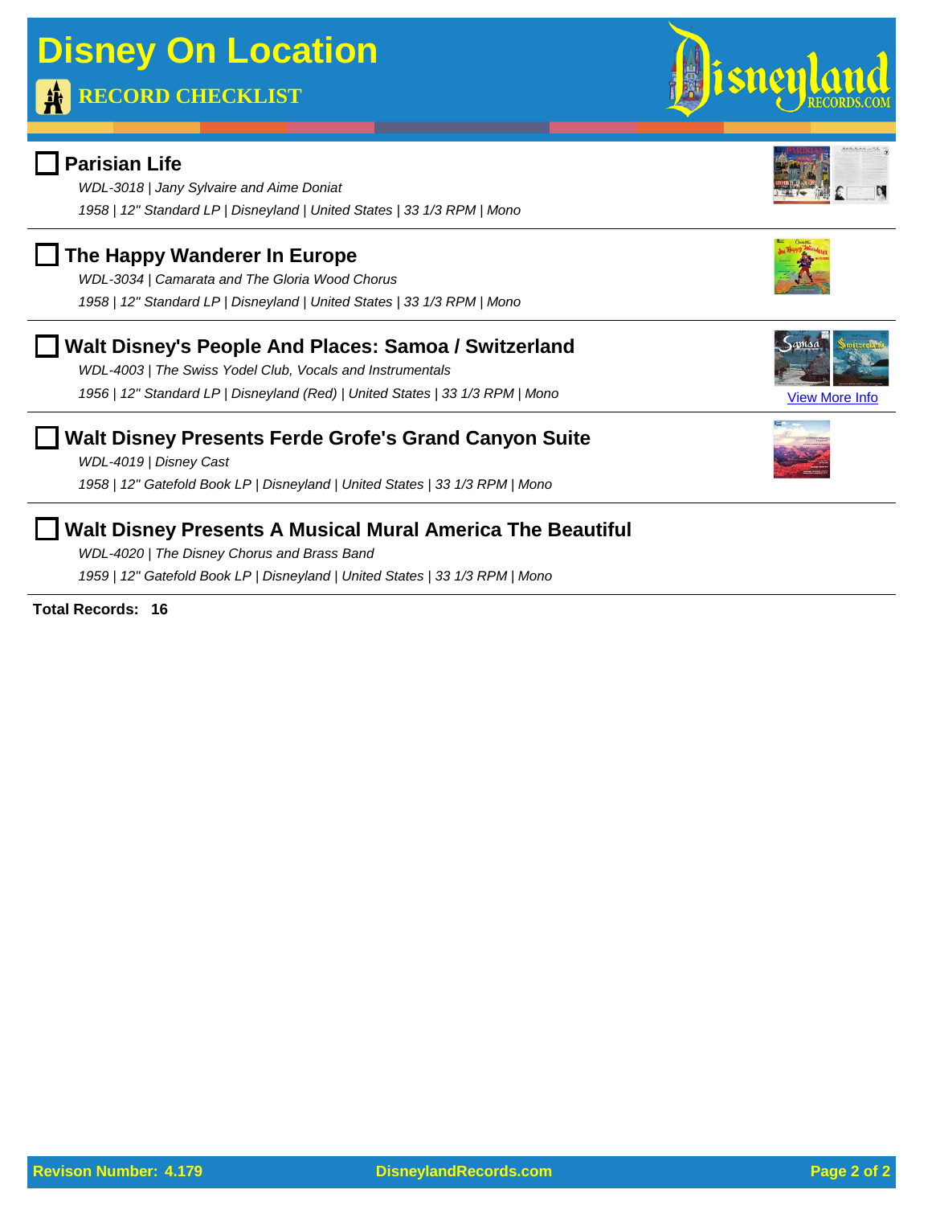# Disney On Location

## RECORD CHECKLIST

### ☐ Parisian Life

*WDL-3018 | Jany Sylvaire and Aime Doniat*

*1958 | 12" Standard LP | Disneyland | United States | 33 1/3 RPM | Mono*

### ☐ The Happy Wanderer In Europe

*WDL-3034 | Camarata and The Gloria Wood Chorus*

*1958 | 12" Standard LP | Disneyland | United States | 33 1/3 RPM | Mono*

### ☐ Walt Disney's People And Places: Samoa / Switzerland

*WDL-4003 | The Swiss Yodel Club, Vocals and Instrumentals*

*1956 | 12" Standard LP | Disneyland (Red) | United States | 33 1/3 RPM | Mono*

View More Info

### ☐ Walt Disney Presents Ferde Grofe's Grand Canyon Suite

*WDL-4019 | Disney Cast*

*1958 | 12" Gatefold Book LP | Disneyland | United States | 33 1/3 RPM | Mono*

### ☐ Walt Disney Presents A Musical Mural America The Beautiful

*WDL-4020 | The Disney Chorus and Brass Band*

*1959 | 12" Gatefold Book LP | Disneyland | United States | 33 1/3 RPM | Mono*

**Total Records: 16**